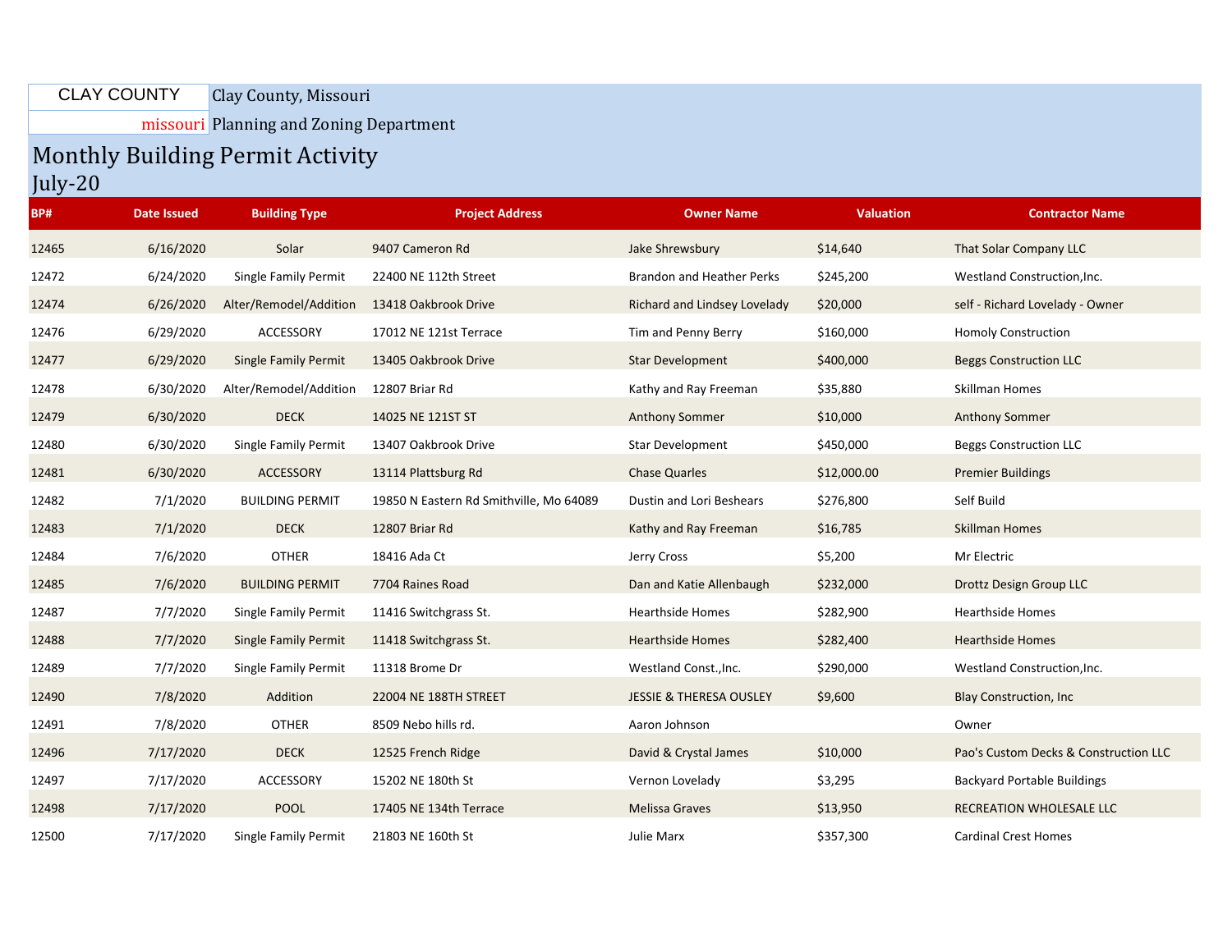CLAY COUNTY missouri

Clay County, Missouri

Planning and Zoning Department

# Monthly Building Permit Activity

## July-20

| BP# | Date Issued | Building Type | Project Address | Owner Name | Valuation | Contractor Name |
|---|---|---|---|---|---|---|
| 12465 | 6/16/2020 | Solar | 9407 Cameron Rd | Jake Shrewsbury | $14,640 | That Solar Company LLC |
| 12472 | 6/24/2020 | Single Family Permit | 22400 NE 112th Street | Brandon and Heather Perks | $245,200 | Westland Construction,Inc. |
| 12474 | 6/26/2020 | Alter/Remodel/Addition | 13418 Oakbrook Drive | Richard and Lindsey Lovelady | $20,000 | self - Richard Lovelady - Owner |
| 12476 | 6/29/2020 | ACCESSORY | 17012 NE 121st Terrace | Tim and Penny Berry | $160,000 | Homoly Construction |
| 12477 | 6/29/2020 | Single Family Permit | 13405 Oakbrook Drive | Star Development | $400,000 | Beggs Construction LLC |
| 12478 | 6/30/2020 | Alter/Remodel/Addition | 12807 Briar Rd | Kathy and Ray Freeman | $35,880 | Skillman Homes |
| 12479 | 6/30/2020 | DECK | 14025 NE 121ST ST | Anthony Sommer | $10,000 | Anthony Sommer |
| 12480 | 6/30/2020 | Single Family Permit | 13407 Oakbrook Drive | Star Development | $450,000 | Beggs Construction LLC |
| 12481 | 6/30/2020 | ACCESSORY | 13114 Plattsburg Rd | Chase Quarles | $12,000.00 | Premier Buildings |
| 12482 | 7/1/2020 | BUILDING PERMIT | 19850 N Eastern Rd Smithville, Mo 64089 | Dustin and Lori Beshears | $276,800 | Self Build |
| 12483 | 7/1/2020 | DECK | 12807 Briar Rd | Kathy and Ray Freeman | $16,785 | Skillman Homes |
| 12484 | 7/6/2020 | OTHER | 18416 Ada Ct | Jerry Cross | $5,200 | Mr Electric |
| 12485 | 7/6/2020 | BUILDING PERMIT | 7704 Raines Road | Dan and Katie Allenbaugh | $232,000 | Drottz Design Group LLC |
| 12487 | 7/7/2020 | Single Family Permit | 11416 Switchgrass St. | Hearthside Homes | $282,900 | Hearthside Homes |
| 12488 | 7/7/2020 | Single Family Permit | 11418 Switchgrass St. | Hearthside Homes | $282,400 | Hearthside Homes |
| 12489 | 7/7/2020 | Single Family Permit | 11318 Brome Dr | Westland Const.,Inc. | $290,000 | Westland Construction,Inc. |
| 12490 | 7/8/2020 | Addition | 22004 NE 188TH STREET | JESSIE & THERESA OUSLEY | $9,600 | Blay Construction, Inc |
| 12491 | 7/8/2020 | OTHER | 8509 Nebo hills rd. | Aaron Johnson | | Owner |
| 12496 | 7/17/2020 | DECK | 12525 French Ridge | David & Crystal James | $10,000 | Pao's Custom Decks & Construction LLC |
| 12497 | 7/17/2020 | ACCESSORY | 15202 NE 180th St | Vernon Lovelady | $3,295 | Backyard Portable Buildings |
| 12498 | 7/17/2020 | POOL | 17405 NE 134th Terrace | Melissa Graves | $13,950 | RECREATION WHOLESALE LLC |
| 12500 | 7/17/2020 | Single Family Permit | 21803 NE 160th St | Julie Marx | $357,300 | Cardinal Crest Homes |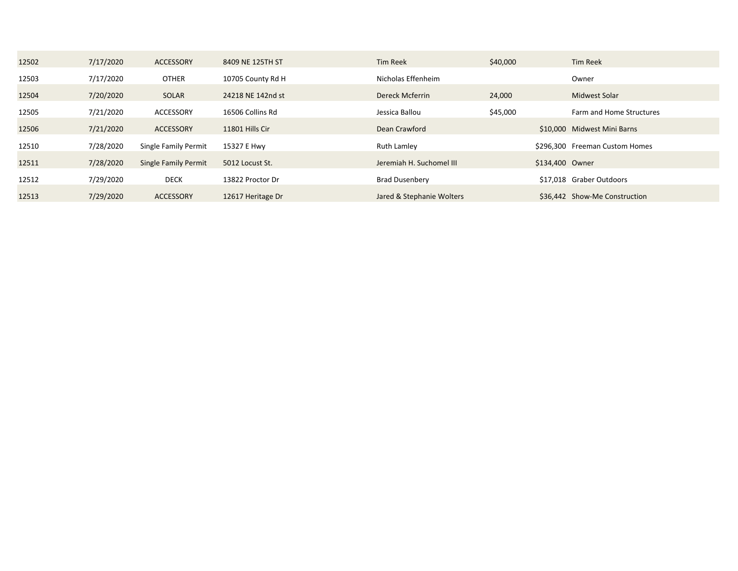| | | | | | | | |
|---|---|---|---|---|---|---|---|
| 12502 | 7/17/2020 | ACCESSORY | 8409 NE 125TH ST | Tim Reek | $40,000 | | Tim Reek |
| 12503 | 7/17/2020 | OTHER | 10705 County Rd H | Nicholas Effenheim | | | Owner |
| 12504 | 7/20/2020 | SOLAR | 24218 NE 142nd st | Dereck Mcferrin | 24,000 | | Midwest Solar |
| 12505 | 7/21/2020 | ACCESSORY | 16506 Collins Rd | Jessica Ballou | $45,000 | | Farm and Home Structures |
| 12506 | 7/21/2020 | ACCESSORY | 11801 Hills Cir | Dean Crawford | | $10,000 | Midwest Mini Barns |
| 12510 | 7/28/2020 | Single Family Permit | 15327 E Hwy | Ruth Lamley | | $296,300 | Freeman Custom Homes |
| 12511 | 7/28/2020 | Single Family Permit | 5012 Locust St. | Jeremiah H. Suchomel III | | $134,400 | Owner |
| 12512 | 7/29/2020 | DECK | 13822 Proctor Dr | Brad Dusenbery | | $17,018 | Graber Outdoors |
| 12513 | 7/29/2020 | ACCESSORY | 12617 Heritage Dr | Jared & Stephanie Wolters | | $36,442 | Show-Me Construction |